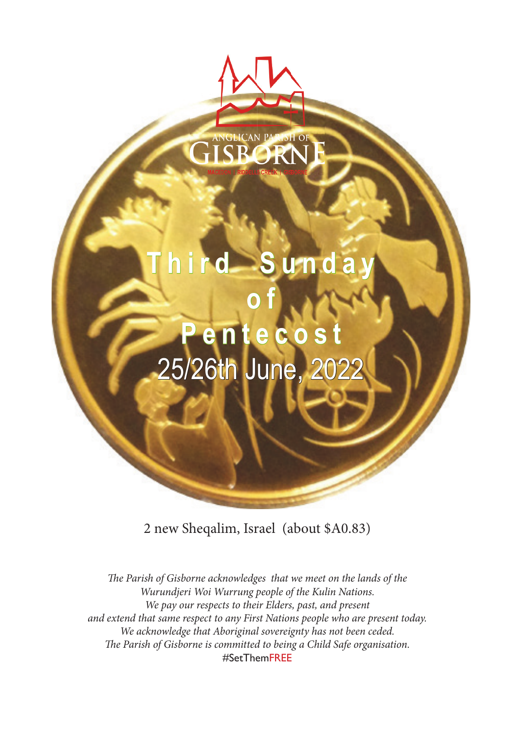ANGLICAN PARISH OF

GISBORNE

MACEDON | RIDDELLS CREEK | GISBORNE

# Third Sunday of Pentecost

## 25/26th June, 2022

2 new Sheqalim, Israel (about $A0.83)

*The Parish of Gisborne acknowledges that we meet on the lands of the Wurundjeri Woi Wurrung people of the Kulin Nations.*
*We pay our respects to their Elders, past, and present and extend that same respect to any First Nations people who are present today.*
*We acknowledge that Aboriginal sovereignty has not been ceded.*
*The Parish of Gisborne is committed to being a Child Safe organisation.*

#SetThemFREE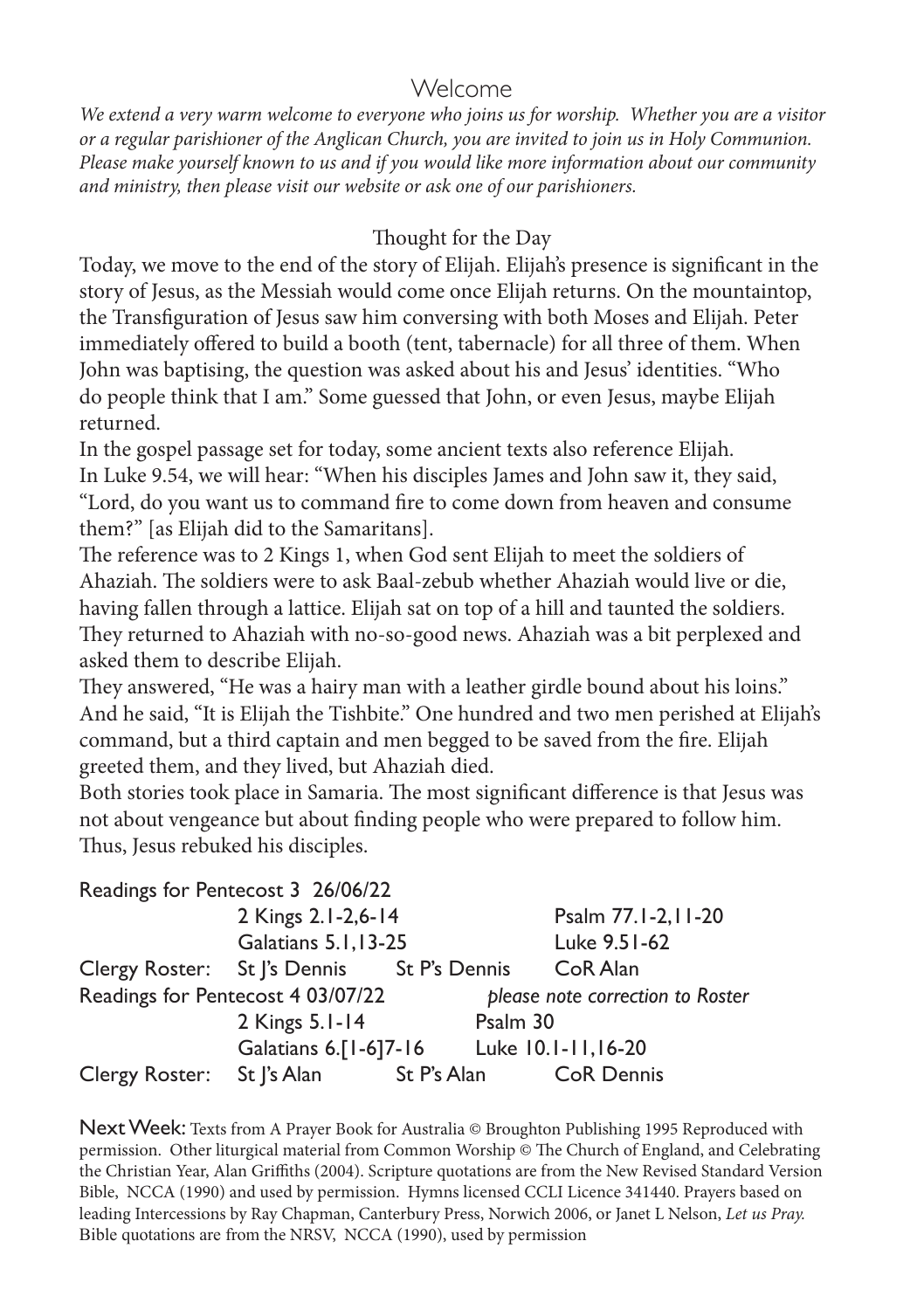## Welcome

*We extend a very warm welcome to everyone who joins us for worship. Whether you are a visitor or a regular parishioner of the Anglican Church, you are invited to join us in Holy Communion. Please make yourself known to us and if you would like more information about our community and ministry, then please visit our website or ask one of our parishioners.*

### Thought for the Day

Today, we move to the end of the story of Elijah. Elijah's presence is significant in the story of Jesus, as the Messiah would come once Elijah returns. On the mountaintop, the Transfiguration of Jesus saw him conversing with both Moses and Elijah. Peter immediately offered to build a booth (tent, tabernacle) for all three of them. When John was baptising, the question was asked about his and Jesus' identities. "Who do people think that I am." Some guessed that John, or even Jesus, maybe Elijah returned.

In the gospel passage set for today, some ancient texts also reference Elijah.

In Luke 9.54, we will hear: "When his disciples James and John saw it, they said, "Lord, do you want us to command fire to come down from heaven and consume them?" [as Elijah did to the Samaritans].

The reference was to 2 Kings 1, when God sent Elijah to meet the soldiers of Ahaziah. The soldiers were to ask Baal-zebub whether Ahaziah would live or die, having fallen through a lattice. Elijah sat on top of a hill and taunted the soldiers. They returned to Ahaziah with no-so-good news. Ahaziah was a bit perplexed and asked them to describe Elijah.

They answered, "He was a hairy man with a leather girdle bound about his loins." And he said, "It is Elijah the Tishbite." One hundred and two men perished at Elijah's command, but a third captain and men begged to be saved from the fire. Elijah greeted them, and they lived, but Ahaziah died.

Both stories took place in Samaria. The most significant difference is that Jesus was not about vengeance but about finding people who were prepared to follow him. Thus, Jesus rebuked his disciples.

Readings for Pentecost 3 26/06/22

| | | | |
|---|---|---|---|
| | 2 Kings 2.1-2,6-14 | | Psalm 77.1-2,11-20 |
| | Galatians 5.1,13-25 | | Luke 9.51-62 |
| Clergy Roster: | St J's Dennis | St P's Dennis | CoR Alan |

Readings for Pentecost 4 03/07/22 *please note correction to Roster*

| | | | |
|---|---|---|---|
| | 2 Kings 5.1-14 | Psalm 30 | |
| | Galatians 6.[1-6]7-16 | Luke 10.1-11,16-20 | |
| Clergy Roster: | St J's Alan | St P's Alan | CoR Dennis |

**Next Week:** Texts from A Prayer Book for Australia © Broughton Publishing 1995 Reproduced with permission. Other liturgical material from Common Worship © The Church of England, and Celebrating the Christian Year, Alan Griffiths (2004). Scripture quotations are from the New Revised Standard Version Bible, NCCA (1990) and used by permission. Hymns licensed CCLI Licence 341440. Prayers based on leading Intercessions by Ray Chapman, Canterbury Press, Norwich 2006, or Janet L Nelson, *Let us Pray.* Bible quotations are from the NRSV, NCCA (1990), used by permission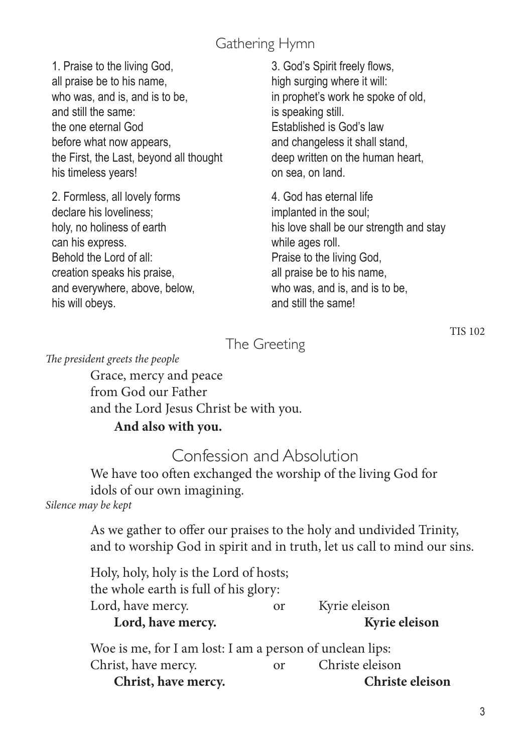## Gathering Hymn

1. Praise to the living God,
all praise be to his name,
who was, and is, and is to be,
and still the same:
the one eternal God
before what now appears,
the First, the Last, beyond all thought
his timeless years!

2. Formless, all lovely forms
declare his loveliness;
holy, no holiness of earth
can his express.
Behold the Lord of all:
creation speaks his praise,
and everywhere, above, below,
his will obeys.

3. God's Spirit freely flows,
high surging where it will:
in prophet's work he spoke of old,
is speaking still.
Established is God's law
and changeless it shall stand,
deep written on the human heart,
on sea, on land.

4. God has eternal life
implanted in the soul;
his love shall be our strength and stay
while ages roll.
Praise to the living God,
all praise be to his name,
who was, and is, and is to be,
and still the same!

TIS 102

## The Greeting

*The president greets the people*

Grace, mercy and peace
from God our Father
and the Lord Jesus Christ be with you.
**And also with you.**

## Confession and Absolution

We have too often exchanged the worship of the living God for idols of our own imagining.

*Silence may be kept*

As we gather to offer our praises to the holy and undivided Trinity, and to worship God in spirit and in truth, let us call to mind our sins.

Holy, holy, holy is the Lord of hosts;
the whole earth is full of his glory:
Lord, have mercy. or Kyrie eleison
**Lord, have mercy. Kyrie eleison**

Woe is me, for I am lost: I am a person of unclean lips:
Christ, have mercy. or Christe eleison
**Christ, have mercy. Christe eleison**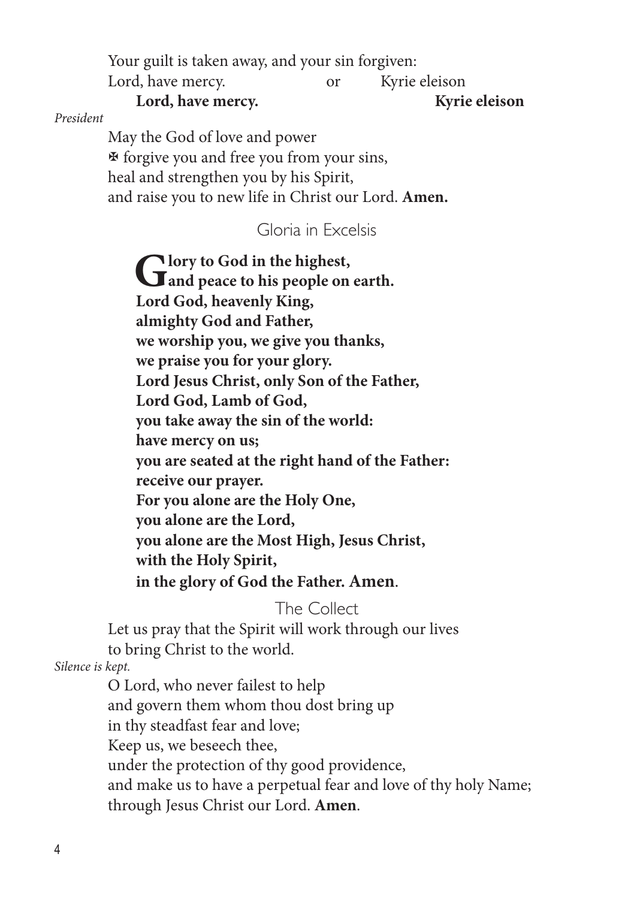Your guilt is taken away, and your sin forgiven:  
Lord, have mercy. or Kyrie eleison  
**Lord, have mercy.** **Kyrie eleison**

*President*

May the God of love and power  
✠ forgive you and free you from your sins,  
heal and strengthen you by his Spirit,  
and raise you to new life in Christ our Lord. **Amen.**

## Gloria in Excelsis

**Glory to God in the highest,**  
**and peace to his people on earth.**  
**Lord God, heavenly King,**  
**almighty God and Father,**  
**we worship you, we give you thanks,**  
**we praise you for your glory.**  
**Lord Jesus Christ, only Son of the Father,**  
**Lord God, Lamb of God,**  
**you take away the sin of the world:**  
**have mercy on us;**  
**you are seated at the right hand of the Father:**  
**receive our prayer.**  
**For you alone are the Holy One,**  
**you alone are the Lord,**  
**you alone are the Most High, Jesus Christ,**  
**with the Holy Spirit,**  
**in the glory of God the Father. Amen**.

## The Collect

Let us pray that the Spirit will work through our lives  
to bring Christ to the world.

*Silence is kept.*

O Lord, who never failest to help  
and govern them whom thou dost bring up  
in thy steadfast fear and love;  
Keep us, we beseech thee,  
under the protection of thy good providence,  
and make us to have a perpetual fear and love of thy holy Name;  
through Jesus Christ our Lord. **Amen**.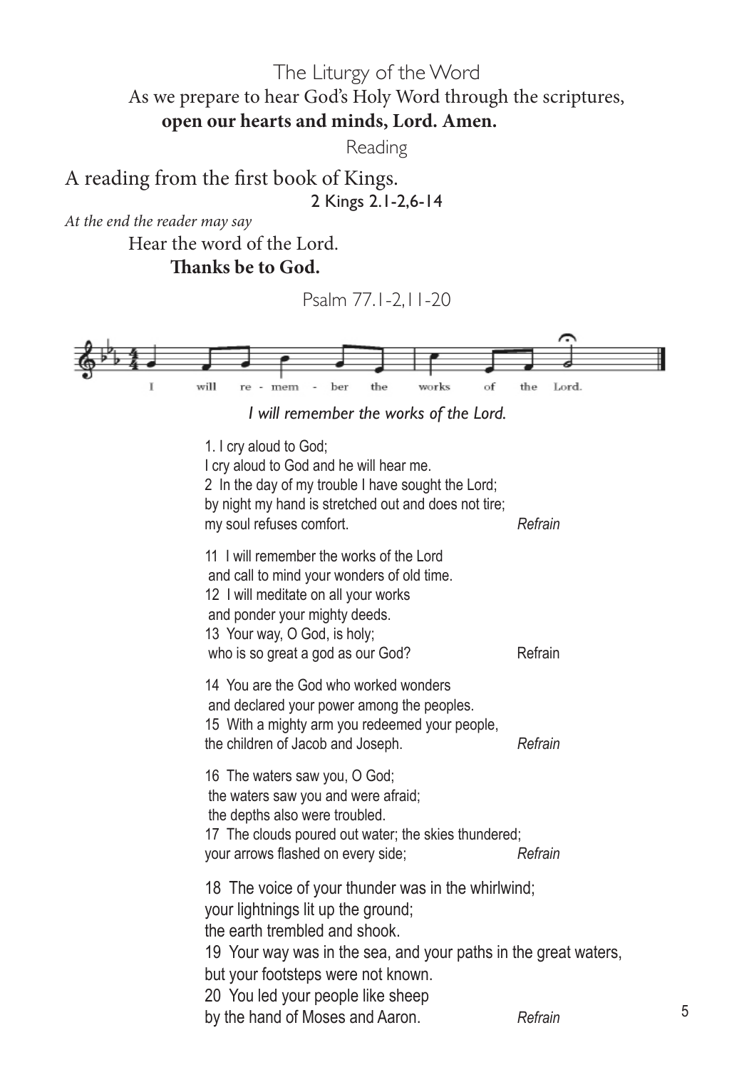## The Liturgy of the Word

As we prepare to hear God's Holy Word through the scriptures,
**open our hearts and minds, Lord. Amen.**

### Reading

A reading from the first book of Kings.

2 Kings 2.1-2,6-14

*At the end the reader may say*

Hear the word of the Lord.
**Thanks be to God.**

### Psalm 77.1-2,11-20

I will re - mem - ber the works of the Lord.

*I will remember the works of the Lord.*

1. I cry aloud to God;
I cry aloud to God and he will hear me.
2 In the day of my trouble I have sought the Lord;
by night my hand is stretched out and does not tire;
my soul refuses comfort. *Refrain*

11 I will remember the works of the Lord
and call to mind your wonders of old time.
12 I will meditate on all your works
and ponder your mighty deeds.
13 Your way, O God, is holy;
who is so great a god as our God? Refrain

14 You are the God who worked wonders
and declared your power among the peoples.
15 With a mighty arm you redeemed your people,
the children of Jacob and Joseph. *Refrain*

16 The waters saw you, O God;
the waters saw you and were afraid;
the depths also were troubled.
17 The clouds poured out water; the skies thundered;
your arrows flashed on every side; *Refrain*

18 The voice of your thunder was in the whirlwind;
your lightnings lit up the ground;
the earth trembled and shook.
19 Your way was in the sea, and your paths in the great waters,
but your footsteps were not known.
20 You led your people like sheep
by the hand of Moses and Aaron. *Refrain*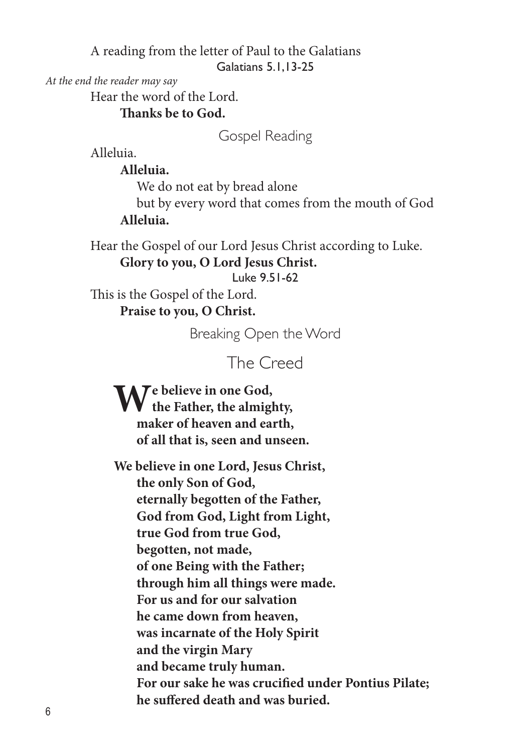A reading from the letter of Paul to the Galatians

Galatians 5.1,13-25

*At the end the reader may say*

Hear the word of the Lord.

**Thanks be to God.**

## Gospel Reading

Alleluia.

**Alleluia.**

We do not eat by bread alone
but by every word that comes from the mouth of God

**Alleluia.**

Hear the Gospel of our Lord Jesus Christ according to Luke.

**Glory to you, O Lord Jesus Christ.**

Luke 9.51-62

This is the Gospel of the Lord.

**Praise to you, O Christ.**

## Breaking Open the Word

## The Creed

**We believe in one God,
the Father, the almighty,
maker of heaven and earth,
of all that is, seen and unseen.**

**We believe in one Lord, Jesus Christ,
the only Son of God,
eternally begotten of the Father,
God from God, Light from Light,
true God from true God,
begotten, not made,
of one Being with the Father;
through him all things were made.
For us and for our salvation
he came down from heaven,
was incarnate of the Holy Spirit
and the virgin Mary
and became truly human.
For our sake he was crucified under Pontius Pilate;
he suffered death and was buried.**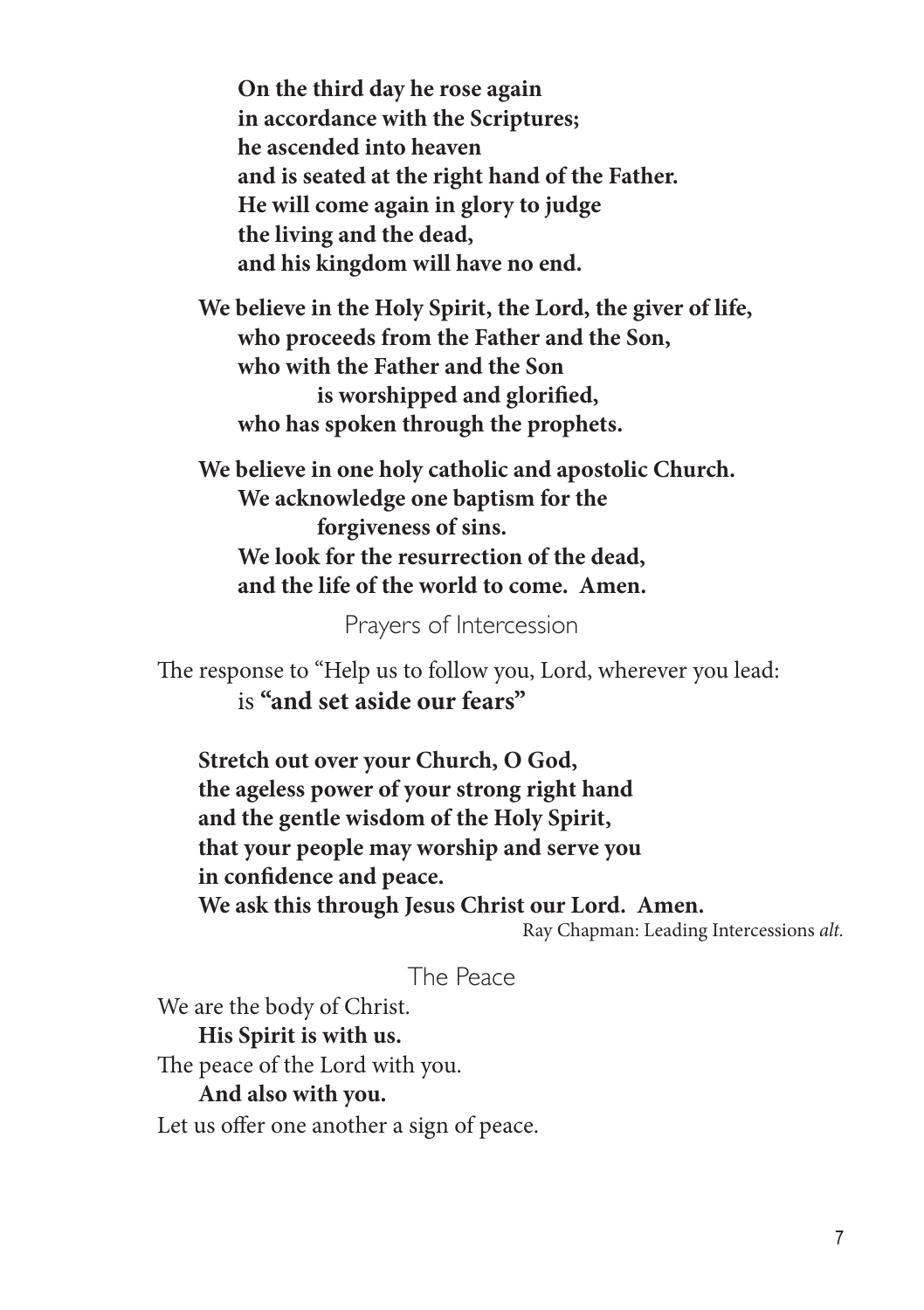**On the third day he rose again**
**in accordance with the Scriptures;**
**he ascended into heaven**
**and is seated at the right hand of the Father.**
**He will come again in glory to judge**
**the living and the dead,**
**and his kingdom will have no end.**

**We believe in the Holy Spirit, the Lord, the giver of life,**
**who proceeds from the Father and the Son,**
**who with the Father and the Son**
**is worshipped and glorified,**
**who has spoken through the prophets.**

**We believe in one holy catholic and apostolic Church.**
**We acknowledge one baptism for the**
**forgiveness of sins.**
**We look for the resurrection of the dead,**
**and the life of the world to come. Amen.**

## Prayers of Intercession

The response to "Help us to follow you, Lord, wherever you lead:
is **"and set aside our fears"**

**Stretch out over your Church, O God,**
**the ageless power of your strong right hand**
**and the gentle wisdom of the Holy Spirit,**
**that your people may worship and serve you**
**in confidence and peace.**
**We ask this through Jesus Christ our Lord. Amen.**

Ray Chapman: Leading Intercessions *alt.*

## The Peace

We are the body of Christ.
**His Spirit is with us.**
The peace of the Lord with you.
**And also with you.**
Let us offer one another a sign of peace.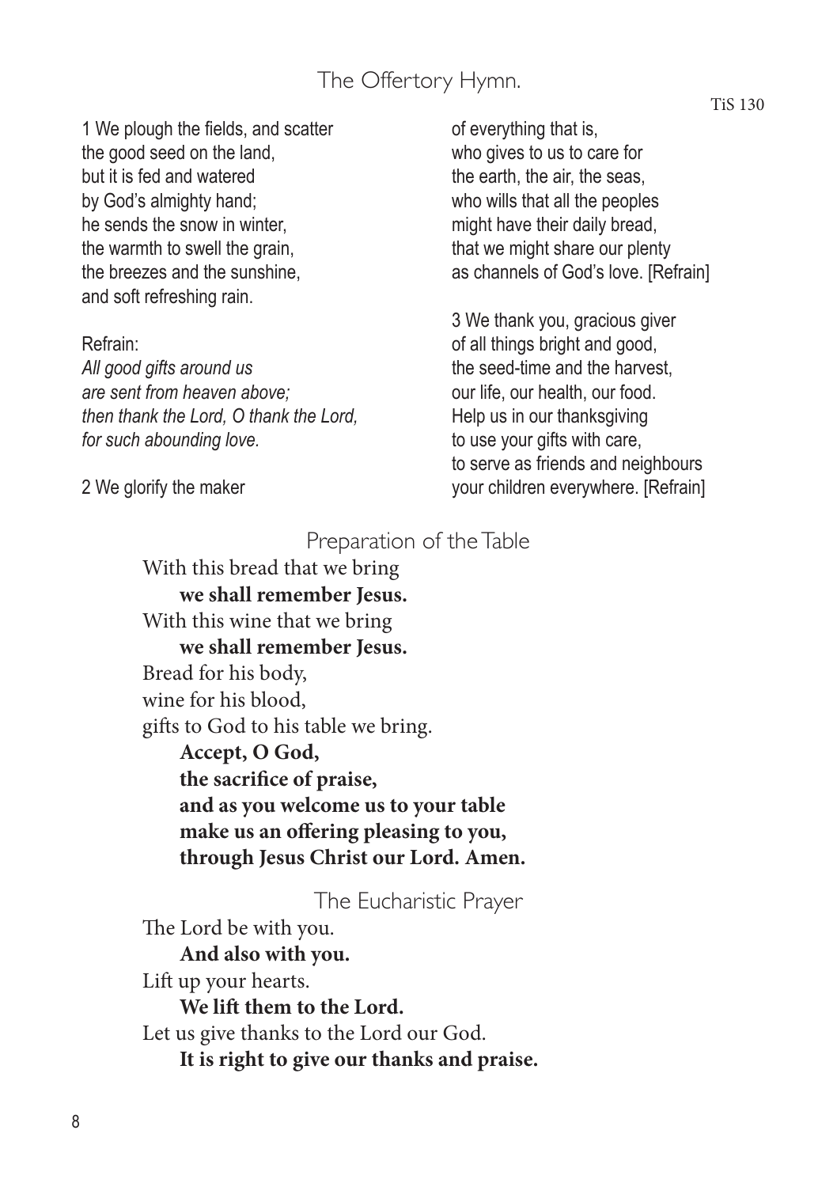## The Offertory Hymn.

TiS 130

1 We plough the fields, and scatter
the good seed on the land,
but it is fed and watered
by God's almighty hand;
he sends the snow in winter,
the warmth to swell the grain,
the breezes and the sunshine,
and soft refreshing rain.

Refrain:
*All good gifts around us*
*are sent from heaven above;*
*then thank the Lord, O thank the Lord,*
*for such abounding love.*

2 We glorify the maker
of everything that is,
who gives to us to care for
the earth, the air, the seas,
who wills that all the peoples
might have their daily bread,
that we might share our plenty
as channels of God's love. [Refrain]

3 We thank you, gracious giver
of all things bright and good,
the seed-time and the harvest,
our life, our health, our food.
Help us in our thanksgiving
to use your gifts with care,
to serve as friends and neighbours
your children everywhere. [Refrain]

## Preparation of the Table

With this bread that we bring
**we shall remember Jesus.**
With this wine that we bring
**we shall remember Jesus.**
Bread for his body,
wine for his blood,
gifts to God to his table we bring.
**Accept, O God,**
**the sacrifice of praise,**
**and as you welcome us to your table**
**make us an offering pleasing to you,**
**through Jesus Christ our Lord. Amen.**

## The Eucharistic Prayer

The Lord be with you.
**And also with you.**
Lift up your hearts.
**We lift them to the Lord.**
Let us give thanks to the Lord our God.
**It is right to give our thanks and praise.**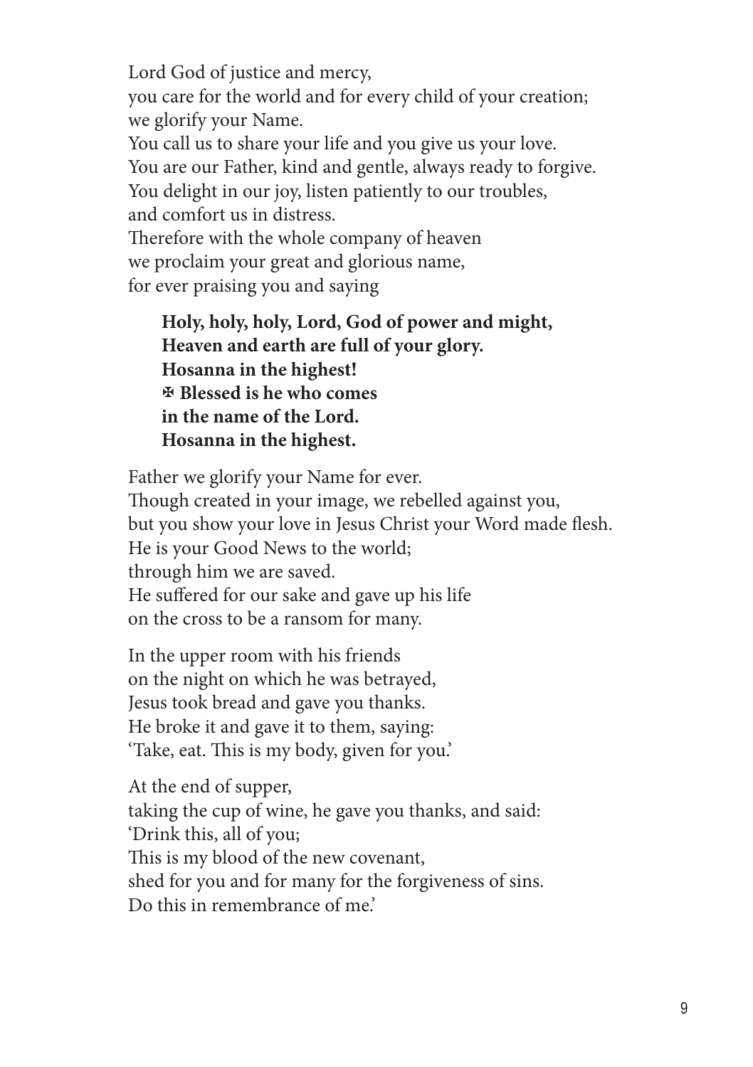Lord God of justice and mercy,  
you care for the world and for every child of your creation;  
we glorify your Name.  
You call us to share your life and you give us your love.  
You are our Father, kind and gentle, always ready to forgive.  
You delight in our joy, listen patiently to our troubles,  
and comfort us in distress.  
Therefore with the whole company of heaven  
we proclaim your great and glorious name,  
for ever praising you and saying

> **Holy, holy, holy, Lord, God of power and might,**  
> **Heaven and earth are full of your glory.**  
> **Hosanna in the highest!**  
> **✠ Blessed is he who comes**  
> **in the name of the Lord.**  
> **Hosanna in the highest.**

Father we glorify your Name for ever.  
Though created in your image, we rebelled against you,  
but you show your love in Jesus Christ your Word made flesh.  
He is your Good News to the world;  
through him we are saved.  
He suffered for our sake and gave up his life  
on the cross to be a ransom for many.

In the upper room with his friends  
on the night on which he was betrayed,  
Jesus took bread and gave you thanks.  
He broke it and gave it to them, saying:  
'Take, eat. This is my body, given for you.'

At the end of supper,  
taking the cup of wine, he gave you thanks, and said:  
'Drink this, all of you;  
This is my blood of the new covenant,  
shed for you and for many for the forgiveness of sins.  
Do this in remembrance of me.'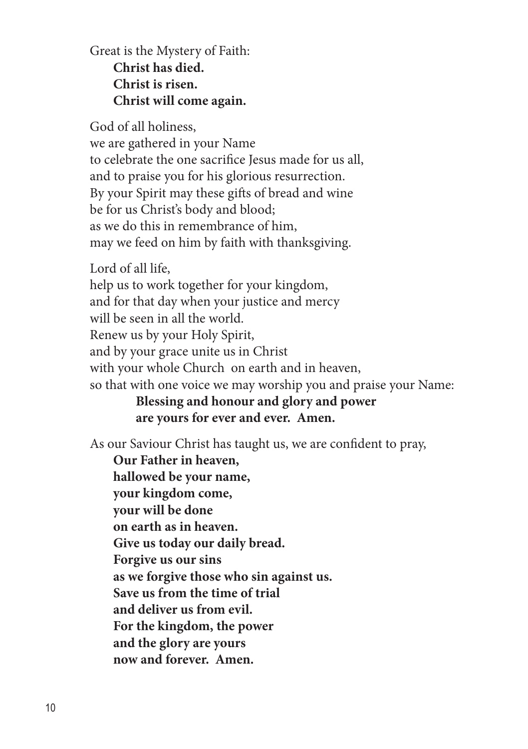Great is the Mystery of Faith:

**Christ has died.**
**Christ is risen.**
**Christ will come again.**

God of all holiness,
we are gathered in your Name
to celebrate the one sacrifice Jesus made for us all,
and to praise you for his glorious resurrection.
By your Spirit may these gifts of bread and wine
be for us Christ's body and blood;
as we do this in remembrance of him,
may we feed on him by faith with thanksgiving.

Lord of all life,
help us to work together for your kingdom,
and for that day when your justice and mercy
will be seen in all the world.
Renew us by your Holy Spirit,
and by your grace unite us in Christ
with your whole Church on earth and in heaven,
so that with one voice we may worship you and praise your Name:

**Blessing and honour and glory and power**
**are yours for ever and ever. Amen.**

As our Saviour Christ has taught us, we are confident to pray,

**Our Father in heaven,**
**hallowed be your name,**
**your kingdom come,**
**your will be done**
**on earth as in heaven.**
**Give us today our daily bread.**
**Forgive us our sins**
**as we forgive those who sin against us.**
**Save us from the time of trial**
**and deliver us from evil.**
**For the kingdom, the power**
**and the glory are yours**
**now and forever. Amen.**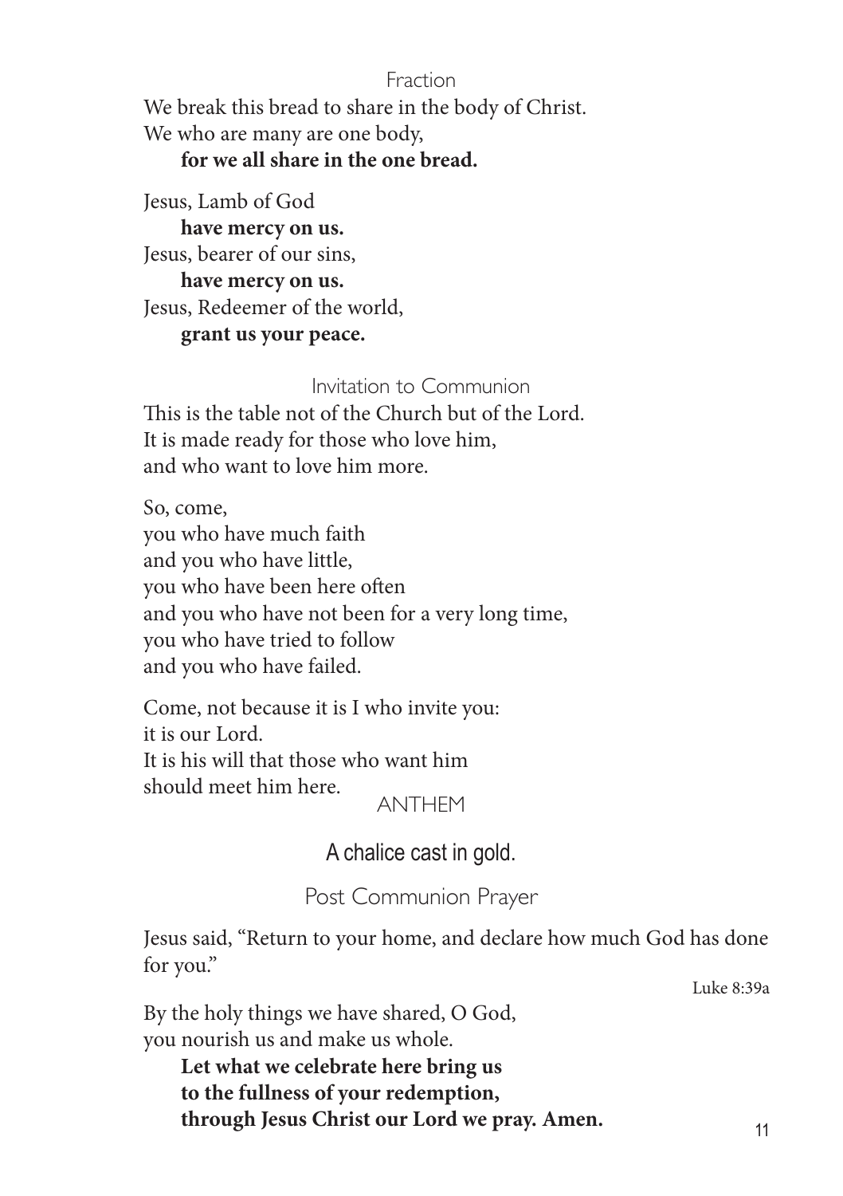### Fraction

We break this bread to share in the body of Christ.
We who are many are one body,
**for we all share in the one bread.**

Jesus, Lamb of God
**have mercy on us.**
Jesus, bearer of our sins,
**have mercy on us.**
Jesus, Redeemer of the world,
**grant us your peace.**

### Invitation to Communion

This is the table not of the Church but of the Lord.
It is made ready for those who love him,
and who want to love him more.

So, come,
you who have much faith
and you who have little,
you who have been here often
and you who have not been for a very long time,
you who have tried to follow
and you who have failed.

Come, not because it is I who invite you:
it is our Lord.
It is his will that those who want him
should meet him here.

### ANTHEM

A chalice cast in gold.

### Post Communion Prayer

Jesus said, "Return to your home, and declare how much God has done for you."

Luke 8:39a

By the holy things we have shared, O God,
you nourish us and make us whole.
**Let what we celebrate here bring us**
**to the fullness of your redemption,**
**through Jesus Christ our Lord we pray. Amen.**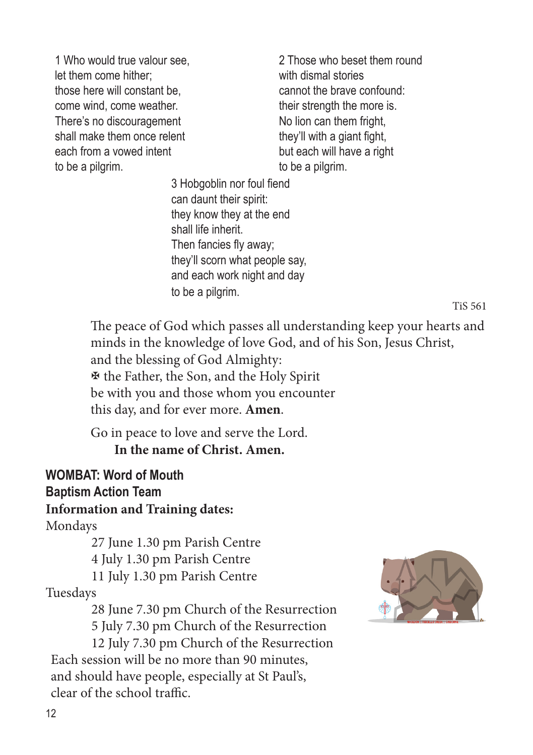1 Who would true valour see,
let them come hither;
those here will constant be,
come wind, come weather.
There's no discouragement
shall make them once relent
each from a vowed intent
to be a pilgrim.

2 Those who beset them round
with dismal stories
cannot the brave confound:
their strength the more is.
No lion can them fright,
they'll with a giant fight,
but each will have a right
to be a pilgrim.

3 Hobgoblin nor foul fiend
can daunt their spirit:
they know they at the end
shall life inherit.
Then fancies fly away;
they'll scorn what people say,
and each work night and day
to be a pilgrim.

TiS 561

The peace of God which passes all understanding keep your hearts and minds in the knowledge of love God, and of his Son, Jesus Christ,
and the blessing of God Almighty:
✠ the Father, the Son, and the Holy Spirit
be with you and those whom you encounter
this day, and for ever more. **Amen**.

Go in peace to love and serve the Lord.
**In the name of Christ. Amen.**

**WOMBAT: Word of Mouth**
**Baptism Action Team**
**Information and Training dates:**

Mondays
- 27 June 1.30 pm Parish Centre
- 4 July 1.30 pm Parish Centre
- 11 July 1.30 pm Parish Centre

Tuesdays
- 28 June 7.30 pm Church of the Resurrection
- 5 July 7.30 pm Church of the Resurrection
- 12 July 7.30 pm Church of the Resurrection

Each session will be no more than 90 minutes,
and should have people, especially at St Paul's,
clear of the school traffic.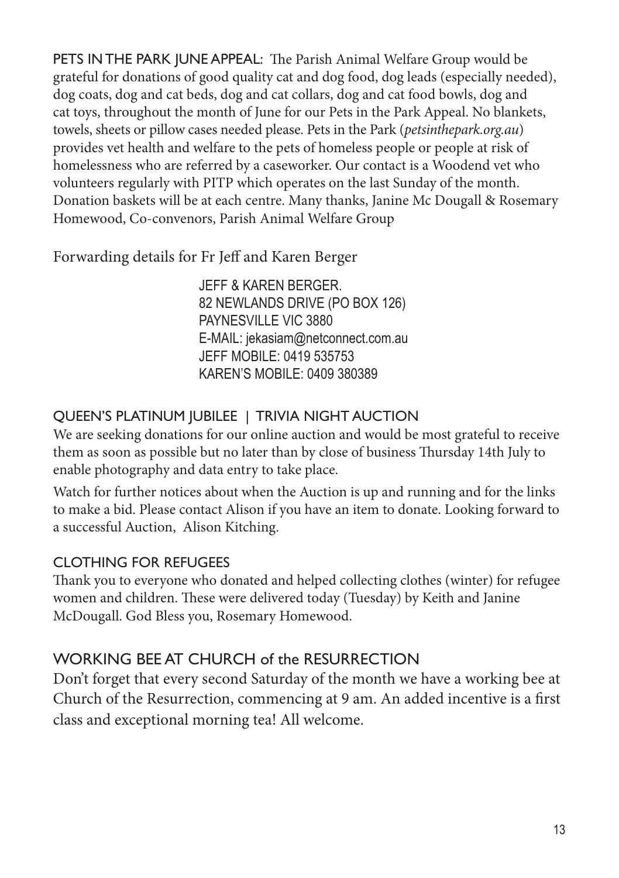**PETS IN THE PARK JUNE APPEAL:** The Parish Animal Welfare Group would be grateful for donations of good quality cat and dog food, dog leads (especially needed), dog coats, dog and cat beds, dog and cat collars, dog and cat food bowls, dog and cat toys, throughout the month of June for our Pets in the Park Appeal. No blankets, towels, sheets or pillow cases needed please. Pets in the Park (*petsinthepark.org.au*) provides vet health and welfare to the pets of homeless people or people at risk of homelessness who are referred by a caseworker. Our contact is a Woodend vet who volunteers regularly with PITP which operates on the last Sunday of the month. Donation baskets will be at each centre. Many thanks, Janine Mc Dougall & Rosemary Homewood, Co-convenors, Parish Animal Welfare Group

Forwarding details for Fr Jeff and Karen Berger

JEFF & KAREN BERGER.
82 NEWLANDS DRIVE (PO BOX 126)
PAYNESVILLE VIC 3880
E-MAIL: jekasiam@netconnect.com.au
JEFF MOBILE: 0419 535753
KAREN'S MOBILE: 0409 380389

## QUEEN'S PLATINUM JUBILEE | TRIVIA NIGHT AUCTION

We are seeking donations for our online auction and would be most grateful to receive them as soon as possible but no later than by close of business Thursday 14th July to enable photography and data entry to take place.

Watch for further notices about when the Auction is up and running and for the links to make a bid. Please contact Alison if you have an item to donate. Looking forward to a successful Auction, Alison Kitching.

## CLOTHING FOR REFUGEES

Thank you to everyone who donated and helped collecting clothes (winter) for refugee women and children. These were delivered today (Tuesday) by Keith and Janine McDougall. God Bless you, Rosemary Homewood.

## WORKING BEE AT CHURCH of the RESURRECTION

Don't forget that every second Saturday of the month we have a working bee at Church of the Resurrection, commencing at 9 am. An added incentive is a first class and exceptional morning tea! All welcome.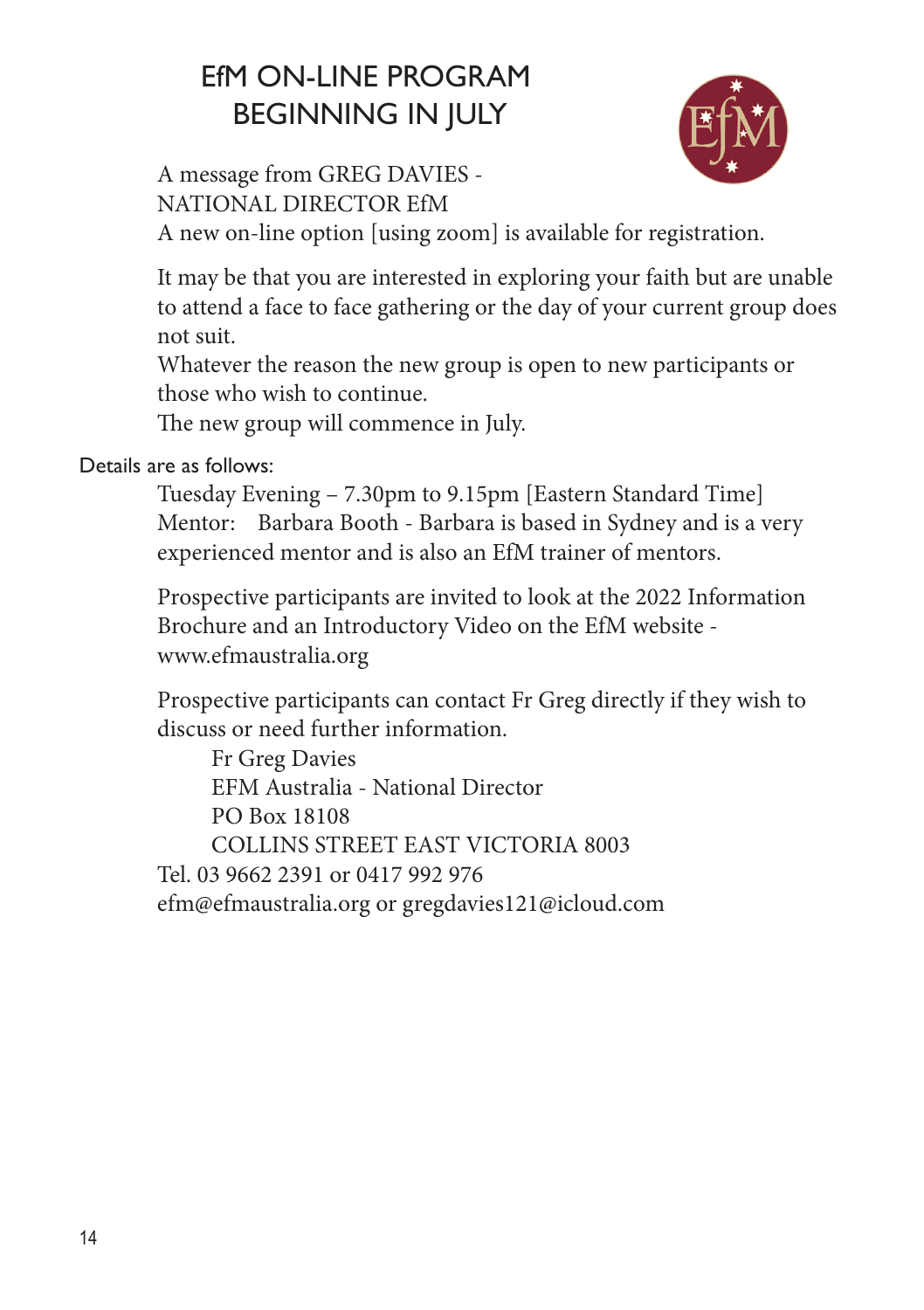# EfM ON-LINE PROGRAM BEGINNING IN JULY

A message from GREG DAVIES -
NATIONAL DIRECTOR EfM
A new on-line option [using zoom] is available for registration.

It may be that you are interested in exploring your faith but are unable to attend a face to face gathering or the day of your current group does not suit.
Whatever the reason the new group is open to new participants or those who wish to continue.
The new group will commence in July.

Details are as follows:

Tuesday Evening – 7.30pm to 9.15pm [Eastern Standard Time]
Mentor: Barbara Booth - Barbara is based in Sydney and is a very experienced mentor and is also an EfM trainer of mentors.

Prospective participants are invited to look at the 2022 Information Brochure and an Introductory Video on the EfM website - www.efmaustralia.org

Prospective participants can contact Fr Greg directly if they wish to discuss or need further information.

Fr Greg Davies
EFM Australia - National Director
PO Box 18108
COLLINS STREET EAST VICTORIA 8003

Tel. 03 9662 2391 or 0417 992 976
efm@efmaustralia.org or gregdavies121@icloud.com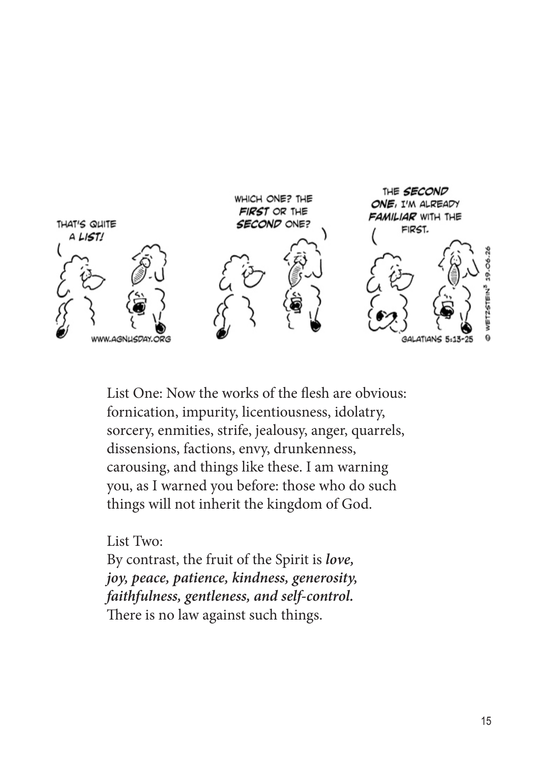List One: Now the works of the flesh are obvious: fornication, impurity, licentiousness, idolatry, sorcery, enmities, strife, jealousy, anger, quarrels, dissensions, factions, envy, drunkenness, carousing, and things like these. I am warning you, as I warned you before: those who do such things will not inherit the kingdom of God.

List Two:
By contrast, the fruit of the Spirit is ***love, joy, peace, patience, kindness, generosity, faithfulness, gentleness, and self-control.*** There is no law against such things.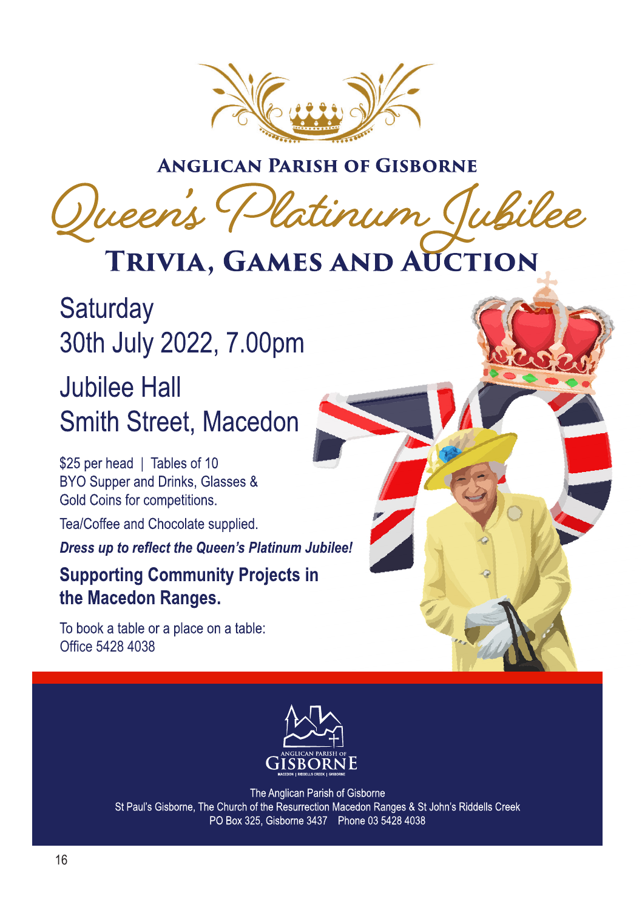**ANGLICAN PARISH OF GISBORNE**

# Queen's Platinum Jubilee

## TRIVIA, GAMES AND AUCTION

Saturday
30th July 2022, 7.00pm

Jubilee Hall
Smith Street, Macedon

$25 per head | Tables of 10
BYO Supper and Drinks, Glasses &
Gold Coins for competitions.

Tea/Coffee and Chocolate supplied.

***Dress up to reflect the Queen's Platinum Jubilee!***

**Supporting Community Projects in the Macedon Ranges.**

To book a table or a place on a table:
Office 5428 4038

ANGLICAN PARISH OF GISBORNE
MACEDON | RIDDELLS CREEK | GISBORNE

The Anglican Parish of Gisborne
St Paul's Gisborne, The Church of the Resurrection Macedon Ranges & St John's Riddells Creek
PO Box 325, Gisborne 3437 Phone 03 5428 4038